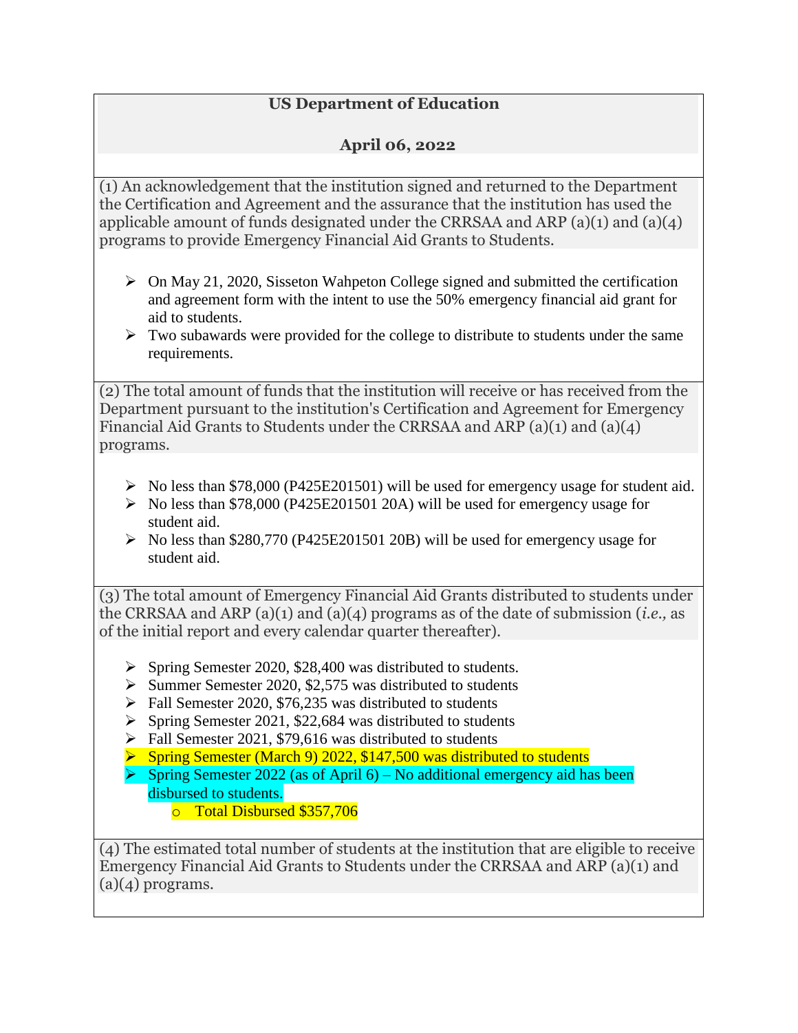**US Department of Education**

**April 06, 2022**

(1) An acknowledgement that the institution signed and returned to the Department the Certification and Agreement and the assurance that the institution has used the applicable amount of funds designated under the CRRSAA and ARP (a)(1) and (a)(4) programs to provide Emergency Financial Aid Grants to Students.

- On May 21, 2020, Sisseton Wahpeton College signed and submitted the certification and agreement form with the intent to use the 50% emergency financial aid grant for aid to students.
- Two subawards were provided for the college to distribute to students under the same requirements.

(2) The total amount of funds that the institution will receive or has received from the Department pursuant to the institution's Certification and Agreement for Emergency Financial Aid Grants to Students under the CRRSAA and ARP (a)(1) and (a)(4) programs.

- No less than $78,000 (P425E201501) will be used for emergency usage for student aid.
- No less than $78,000 (P425E201501 20A) will be used for emergency usage for student aid.
- No less than $280,770 (P425E201501 20B) will be used for emergency usage for student aid.

(3) The total amount of Emergency Financial Aid Grants distributed to students under the CRRSAA and ARP (a)(1) and (a)(4) programs as of the date of submission (*i.e.,* as of the initial report and every calendar quarter thereafter).

- Spring Semester 2020, $28,400 was distributed to students.
- Summer Semester 2020, $2,575 was distributed to students
- Fall Semester 2020, $76,235 was distributed to students
- Spring Semester 2021, $22,684 was distributed to students
- Fall Semester 2021, $79,616 was distributed to students
- Spring Semester (March 9) 2022, $147,500 was distributed to students
- Spring Semester 2022 (as of April 6) – No additional emergency aid has been disbursed to students.
  - Total Disbursed $357,706

(4) The estimated total number of students at the institution that are eligible to receive Emergency Financial Aid Grants to Students under the CRRSAA and ARP (a)(1) and (a)(4) programs.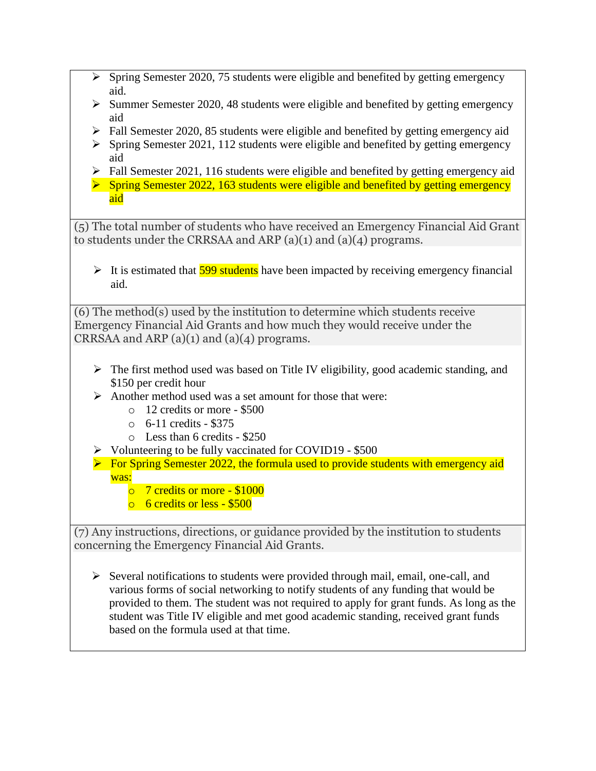- Spring Semester 2020, 75 students were eligible and benefited by getting emergency aid.
- Summer Semester 2020, 48 students were eligible and benefited by getting emergency aid
- Fall Semester 2020, 85 students were eligible and benefited by getting emergency aid
- Spring Semester 2021, 112 students were eligible and benefited by getting emergency aid
- Fall Semester 2021, 116 students were eligible and benefited by getting emergency aid
- Spring Semester 2022, 163 students were eligible and benefited by getting emergency aid

(5) The total number of students who have received an Emergency Financial Aid Grant to students under the CRRSAA and ARP (a)(1) and (a)(4) programs.

- It is estimated that 599 students have been impacted by receiving emergency financial aid.

(6) The method(s) used by the institution to determine which students receive Emergency Financial Aid Grants and how much they would receive under the CRRSAA and ARP (a)(1) and (a)(4) programs.

- The first method used was based on Title IV eligibility, good academic standing, and $150 per credit hour
- Another method used was a set amount for those that were:
  - 12 credits or more - $500
  - 6-11 credits - $375
  - Less than 6 credits - $250
- Volunteering to be fully vaccinated for COVID19 - $500
- For Spring Semester 2022, the formula used to provide students with emergency aid was:
  - 7 credits or more - $1000
  - 6 credits or less - $500

(7) Any instructions, directions, or guidance provided by the institution to students concerning the Emergency Financial Aid Grants.

- Several notifications to students were provided through mail, email, one-call, and various forms of social networking to notify students of any funding that would be provided to them. The student was not required to apply for grant funds. As long as the student was Title IV eligible and met good academic standing, received grant funds based on the formula used at that time.